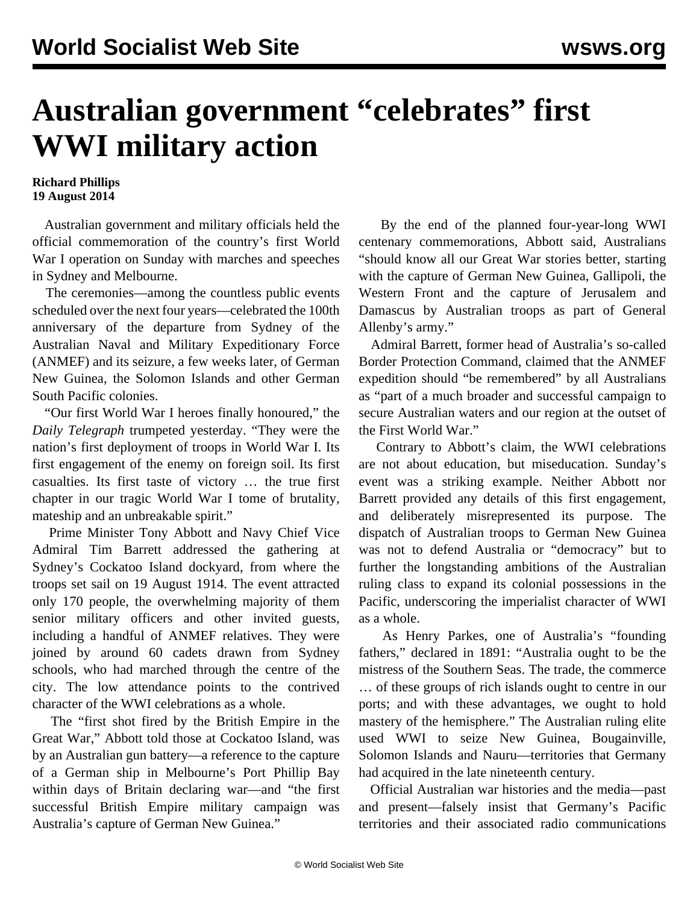# Australian government "celebrates" first WWI military action

**Richard Phillips**
**19 August 2014**

Australian government and military officials held the official commemoration of the country's first World War I operation on Sunday with marches and speeches in Sydney and Melbourne.

The ceremonies—among the countless public events scheduled over the next four years—celebrated the 100th anniversary of the departure from Sydney of the Australian Naval and Military Expeditionary Force (ANMEF) and its seizure, a few weeks later, of German New Guinea, the Solomon Islands and other German South Pacific colonies.

"Our first World War I heroes finally honoured," the *Daily Telegraph* trumpeted yesterday. "They were the nation's first deployment of troops in World War I. Its first engagement of the enemy on foreign soil. Its first casualties. Its first taste of victory … the true first chapter in our tragic World War I tome of brutality, mateship and an unbreakable spirit."

Prime Minister Tony Abbott and Navy Chief Vice Admiral Tim Barrett addressed the gathering at Sydney's Cockatoo Island dockyard, from where the troops set sail on 19 August 1914. The event attracted only 170 people, the overwhelming majority of them senior military officers and other invited guests, including a handful of ANMEF relatives. They were joined by around 60 cadets drawn from Sydney schools, who had marched through the centre of the city. The low attendance points to the contrived character of the WWI celebrations as a whole.

The "first shot fired by the British Empire in the Great War," Abbott told those at Cockatoo Island, was by an Australian gun battery—a reference to the capture of a German ship in Melbourne's Port Phillip Bay within days of Britain declaring war—and "the first successful British Empire military campaign was Australia's capture of German New Guinea."

By the end of the planned four-year-long WWI centenary commemorations, Abbott said, Australians "should know all our Great War stories better, starting with the capture of German New Guinea, Gallipoli, the Western Front and the capture of Jerusalem and Damascus by Australian troops as part of General Allenby's army."

Admiral Barrett, former head of Australia's so-called Border Protection Command, claimed that the ANMEF expedition should "be remembered" by all Australians as "part of a much broader and successful campaign to secure Australian waters and our region at the outset of the First World War."

Contrary to Abbott's claim, the WWI celebrations are not about education, but miseducation. Sunday's event was a striking example. Neither Abbott nor Barrett provided any details of this first engagement, and deliberately misrepresented its purpose. The dispatch of Australian troops to German New Guinea was not to defend Australia or "democracy" but to further the longstanding ambitions of the Australian ruling class to expand its colonial possessions in the Pacific, underscoring the imperialist character of WWI as a whole.

As Henry Parkes, one of Australia's "founding fathers," declared in 1891: "Australia ought to be the mistress of the Southern Seas. The trade, the commerce … of these groups of rich islands ought to centre in our ports; and with these advantages, we ought to hold mastery of the hemisphere." The Australian ruling elite used WWI to seize New Guinea, Bougainville, Solomon Islands and Nauru—territories that Germany had acquired in the late nineteenth century.

Official Australian war histories and the media—past and present—falsely insist that Germany's Pacific territories and their associated radio communications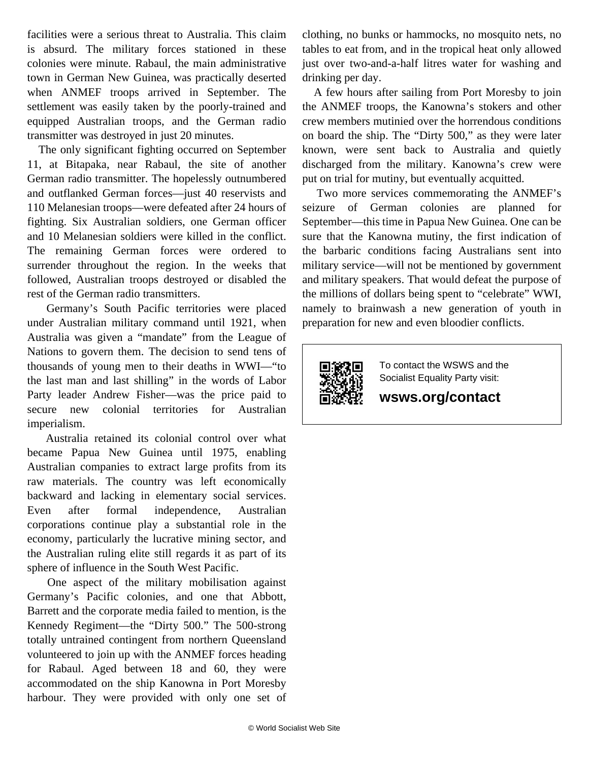facilities were a serious threat to Australia. This claim is absurd. The military forces stationed in these colonies were minute. Rabaul, the main administrative town in German New Guinea, was practically deserted when ANMEF troops arrived in September. The settlement was easily taken by the poorly-trained and equipped Australian troops, and the German radio transmitter was destroyed in just 20 minutes.

The only significant fighting occurred on September 11, at Bitapaka, near Rabaul, the site of another German radio transmitter. The hopelessly outnumbered and outflanked German forces—just 40 reservists and 110 Melanesian troops—were defeated after 24 hours of fighting. Six Australian soldiers, one German officer and 10 Melanesian soldiers were killed in the conflict. The remaining German forces were ordered to surrender throughout the region. In the weeks that followed, Australian troops destroyed or disabled the rest of the German radio transmitters.

Germany's South Pacific territories were placed under Australian military command until 1921, when Australia was given a "mandate" from the League of Nations to govern them. The decision to send tens of thousands of young men to their deaths in WWI—"to the last man and last shilling" in the words of Labor Party leader Andrew Fisher—was the price paid to secure new colonial territories for Australian imperialism.

Australia retained its colonial control over what became Papua New Guinea until 1975, enabling Australian companies to extract large profits from its raw materials. The country was left economically backward and lacking in elementary social services. Even after formal independence, Australian corporations continue play a substantial role in the economy, particularly the lucrative mining sector, and the Australian ruling elite still regards it as part of its sphere of influence in the South West Pacific.

One aspect of the military mobilisation against Germany's Pacific colonies, and one that Abbott, Barrett and the corporate media failed to mention, is the Kennedy Regiment—the "Dirty 500." The 500-strong totally untrained contingent from northern Queensland volunteered to join up with the ANMEF forces heading for Rabaul. Aged between 18 and 60, they were accommodated on the ship Kanowna in Port Moresby harbour. They were provided with only one set of clothing, no bunks or hammocks, no mosquito nets, no tables to eat from, and in the tropical heat only allowed just over two-and-a-half litres water for washing and drinking per day.

A few hours after sailing from Port Moresby to join the ANMEF troops, the Kanowna's stokers and other crew members mutinied over the horrendous conditions on board the ship. The "Dirty 500," as they were later known, were sent back to Australia and quietly discharged from the military. Kanowna's crew were put on trial for mutiny, but eventually acquitted.

Two more services commemorating the ANMEF's seizure of German colonies are planned for September—this time in Papua New Guinea. One can be sure that the Kanowna mutiny, the first indication of the barbaric conditions facing Australians sent into military service—will not be mentioned by government and military speakers. That would defeat the purpose of the millions of dollars being spent to "celebrate" WWI, namely to brainwash a new generation of youth in preparation for new and even bloodier conflicts.

To contact the WSWS and the Socialist Equality Party visit:

**wsws.org/contact**